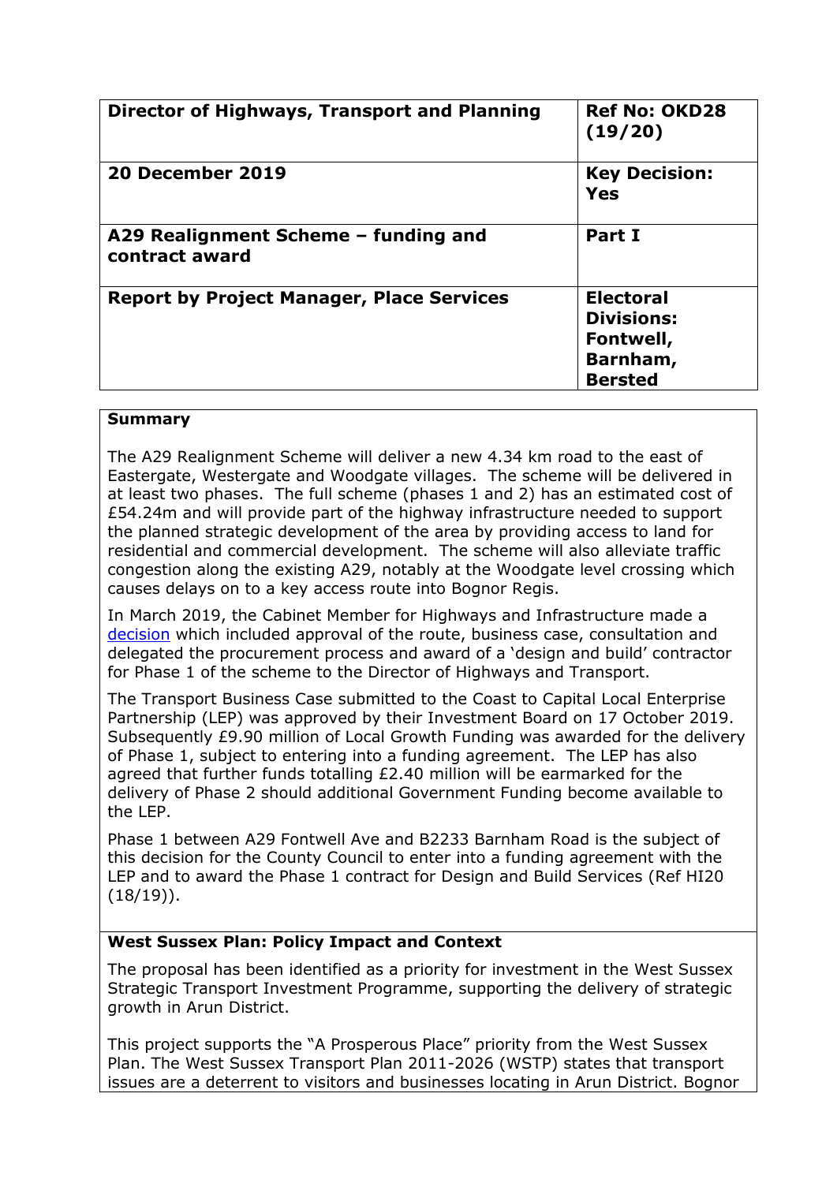| Director of Highways, Transport and Planning | Ref No: OKD28 (19/20) |
|---|---|
| **20 December 2019** | **Key Decision: Yes** |
| **A29 Realignment Scheme – funding and contract award** | **Part I** |
| **Report by Project Manager, Place Services** | **Electoral Divisions: Fontwell, Barnham, Bersted** |

**Summary**

The A29 Realignment Scheme will deliver a new 4.34 km road to the east of Eastergate, Westergate and Woodgate villages. The scheme will be delivered in at least two phases. The full scheme (phases 1 and 2) has an estimated cost of £54.24m and will provide part of the highway infrastructure needed to support the planned strategic development of the area by providing access to land for residential and commercial development. The scheme will also alleviate traffic congestion along the existing A29, notably at the Woodgate level crossing which causes delays on to a key access route into Bognor Regis.

In March 2019, the Cabinet Member for Highways and Infrastructure made a decision which included approval of the route, business case, consultation and delegated the procurement process and award of a 'design and build' contractor for Phase 1 of the scheme to the Director of Highways and Transport.

The Transport Business Case submitted to the Coast to Capital Local Enterprise Partnership (LEP) was approved by their Investment Board on 17 October 2019. Subsequently £9.90 million of Local Growth Funding was awarded for the delivery of Phase 1, subject to entering into a funding agreement. The LEP has also agreed that further funds totalling £2.40 million will be earmarked for the delivery of Phase 2 should additional Government Funding become available to the LEP.

Phase 1 between A29 Fontwell Ave and B2233 Barnham Road is the subject of this decision for the County Council to enter into a funding agreement with the LEP and to award the Phase 1 contract for Design and Build Services (Ref HI20 (18/19)).

**West Sussex Plan: Policy Impact and Context**

The proposal has been identified as a priority for investment in the West Sussex Strategic Transport Investment Programme, supporting the delivery of strategic growth in Arun District.

This project supports the "A Prosperous Place" priority from the West Sussex Plan. The West Sussex Transport Plan 2011-2026 (WSTP) states that transport issues are a deterrent to visitors and businesses locating in Arun District. Bognor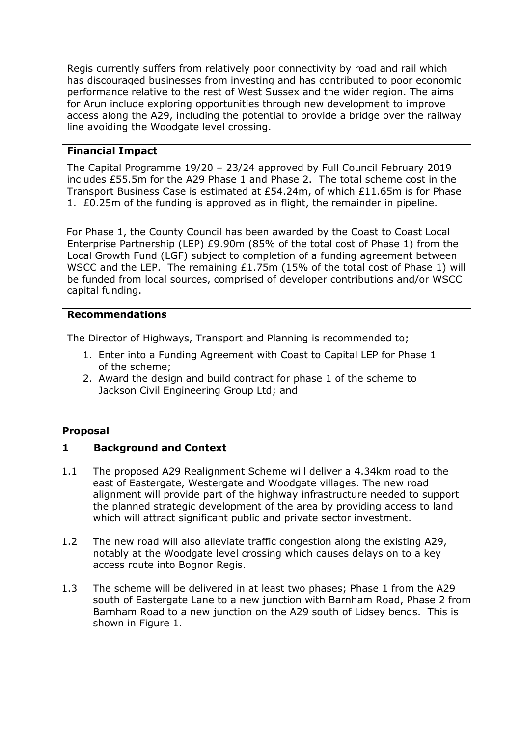Regis currently suffers from relatively poor connectivity by road and rail which has discouraged businesses from investing and has contributed to poor economic performance relative to the rest of West Sussex and the wider region. The aims for Arun include exploring opportunities through new development to improve access along the A29, including the potential to provide a bridge over the railway line avoiding the Woodgate level crossing.

**Financial Impact**

The Capital Programme 19/20 – 23/24 approved by Full Council February 2019 includes £55.5m for the A29 Phase 1 and Phase 2. The total scheme cost in the Transport Business Case is estimated at £54.24m, of which £11.65m is for Phase 1. £0.25m of the funding is approved as in flight, the remainder in pipeline.

For Phase 1, the County Council has been awarded by the Coast to Coast Local Enterprise Partnership (LEP) £9.90m (85% of the total cost of Phase 1) from the Local Growth Fund (LGF) subject to completion of a funding agreement between WSCC and the LEP. The remaining £1.75m (15% of the total cost of Phase 1) will be funded from local sources, comprised of developer contributions and/or WSCC capital funding.

**Recommendations**

The Director of Highways, Transport and Planning is recommended to;

1. Enter into a Funding Agreement with Coast to Capital LEP for Phase 1 of the scheme;
2. Award the design and build contract for phase 1 of the scheme to Jackson Civil Engineering Group Ltd; and

## Proposal

### 1 Background and Context

1.1 The proposed A29 Realignment Scheme will deliver a 4.34km road to the east of Eastergate, Westergate and Woodgate villages. The new road alignment will provide part of the highway infrastructure needed to support the planned strategic development of the area by providing access to land which will attract significant public and private sector investment.

1.2 The new road will also alleviate traffic congestion along the existing A29, notably at the Woodgate level crossing which causes delays on to a key access route into Bognor Regis.

1.3 The scheme will be delivered in at least two phases; Phase 1 from the A29 south of Eastergate Lane to a new junction with Barnham Road, Phase 2 from Barnham Road to a new junction on the A29 south of Lidsey bends. This is shown in Figure 1.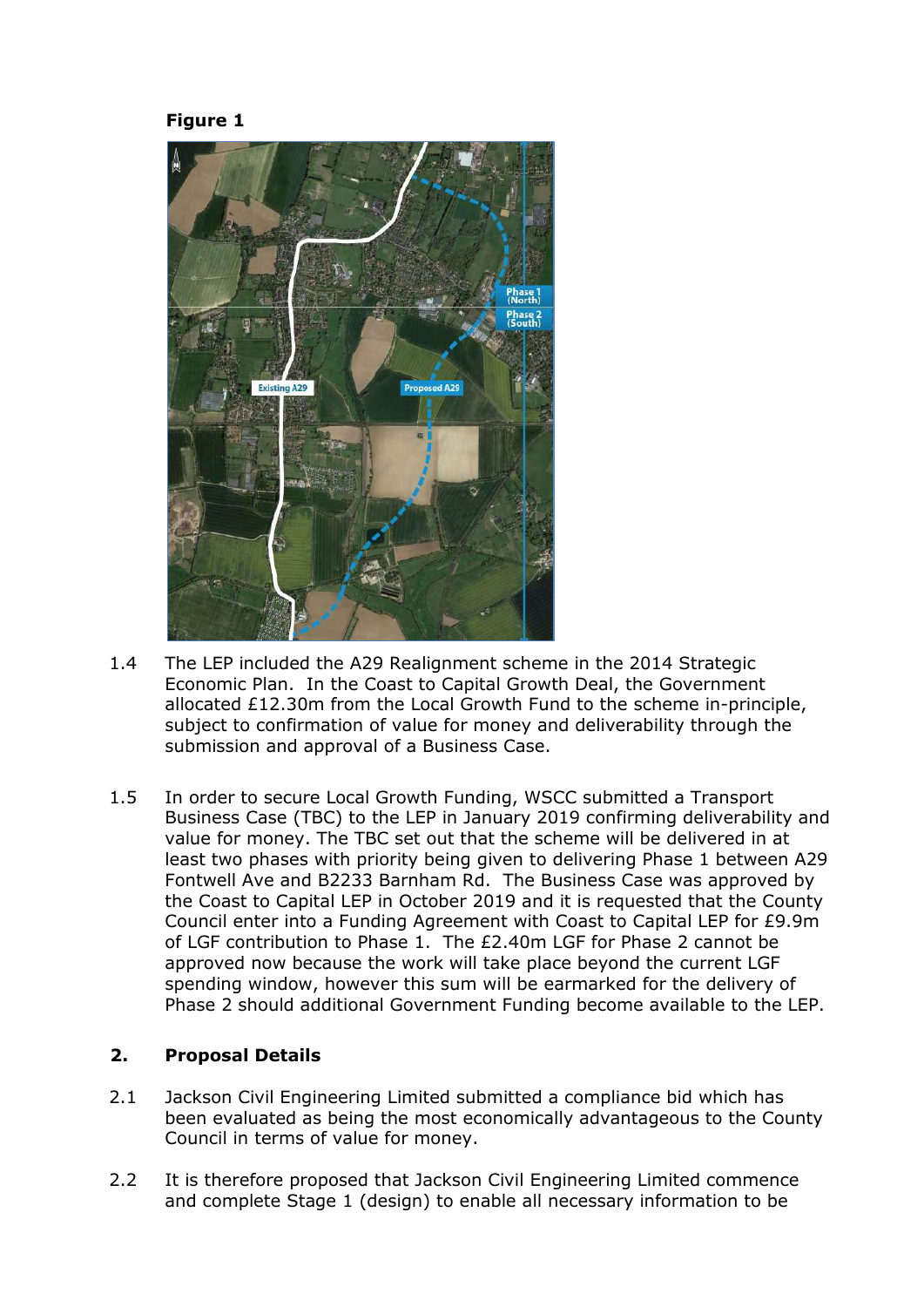**Figure 1**

1.4 The LEP included the A29 Realignment scheme in the 2014 Strategic Economic Plan. In the Coast to Capital Growth Deal, the Government allocated £12.30m from the Local Growth Fund to the scheme in-principle, subject to confirmation of value for money and deliverability through the submission and approval of a Business Case.

1.5 In order to secure Local Growth Funding, WSCC submitted a Transport Business Case (TBC) to the LEP in January 2019 confirming deliverability and value for money. The TBC set out that the scheme will be delivered in at least two phases with priority being given to delivering Phase 1 between A29 Fontwell Ave and B2233 Barnham Rd. The Business Case was approved by the Coast to Capital LEP in October 2019 and it is requested that the County Council enter into a Funding Agreement with Coast to Capital LEP for £9.9m of LGF contribution to Phase 1. The £2.40m LGF for Phase 2 cannot be approved now because the work will take place beyond the current LGF spending window, however this sum will be earmarked for the delivery of Phase 2 should additional Government Funding become available to the LEP.

## 2. Proposal Details

2.1 Jackson Civil Engineering Limited submitted a compliance bid which has been evaluated as being the most economically advantageous to the County Council in terms of value for money.

2.2 It is therefore proposed that Jackson Civil Engineering Limited commence and complete Stage 1 (design) to enable all necessary information to be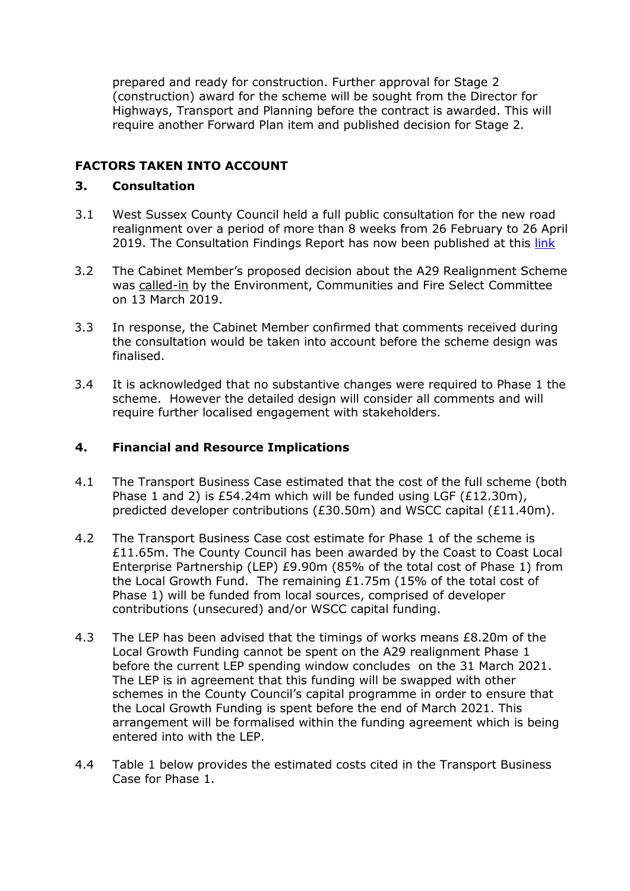prepared and ready for construction. Further approval for Stage 2 (construction) award for the scheme will be sought from the Director for Highways, Transport and Planning before the contract is awarded. This will require another Forward Plan item and published decision for Stage 2.

## FACTORS TAKEN INTO ACCOUNT

### 3. Consultation

3.1 West Sussex County Council held a full public consultation for the new road realignment over a period of more than 8 weeks from 26 February to 26 April 2019. The Consultation Findings Report has now been published at this [link]

3.2 The Cabinet Member's proposed decision about the A29 Realignment Scheme was called-in by the Environment, Communities and Fire Select Committee on 13 March 2019.

3.3 In response, the Cabinet Member confirmed that comments received during the consultation would be taken into account before the scheme design was finalised.

3.4 It is acknowledged that no substantive changes were required to Phase 1 the scheme. However the detailed design will consider all comments and will require further localised engagement with stakeholders.

### 4. Financial and Resource Implications

4.1 The Transport Business Case estimated that the cost of the full scheme (both Phase 1 and 2) is £54.24m which will be funded using LGF (£12.30m), predicted developer contributions (£30.50m) and WSCC capital (£11.40m).

4.2 The Transport Business Case cost estimate for Phase 1 of the scheme is £11.65m. The County Council has been awarded by the Coast to Coast Local Enterprise Partnership (LEP) £9.90m (85% of the total cost of Phase 1) from the Local Growth Fund. The remaining £1.75m (15% of the total cost of Phase 1) will be funded from local sources, comprised of developer contributions (unsecured) and/or WSCC capital funding.

4.3 The LEP has been advised that the timings of works means £8.20m of the Local Growth Funding cannot be spent on the A29 realignment Phase 1 before the current LEP spending window concludes on the 31 March 2021. The LEP is in agreement that this funding will be swapped with other schemes in the County Council's capital programme in order to ensure that the Local Growth Funding is spent before the end of March 2021. This arrangement will be formalised within the funding agreement which is being entered into with the LEP.

4.4 Table 1 below provides the estimated costs cited in the Transport Business Case for Phase 1.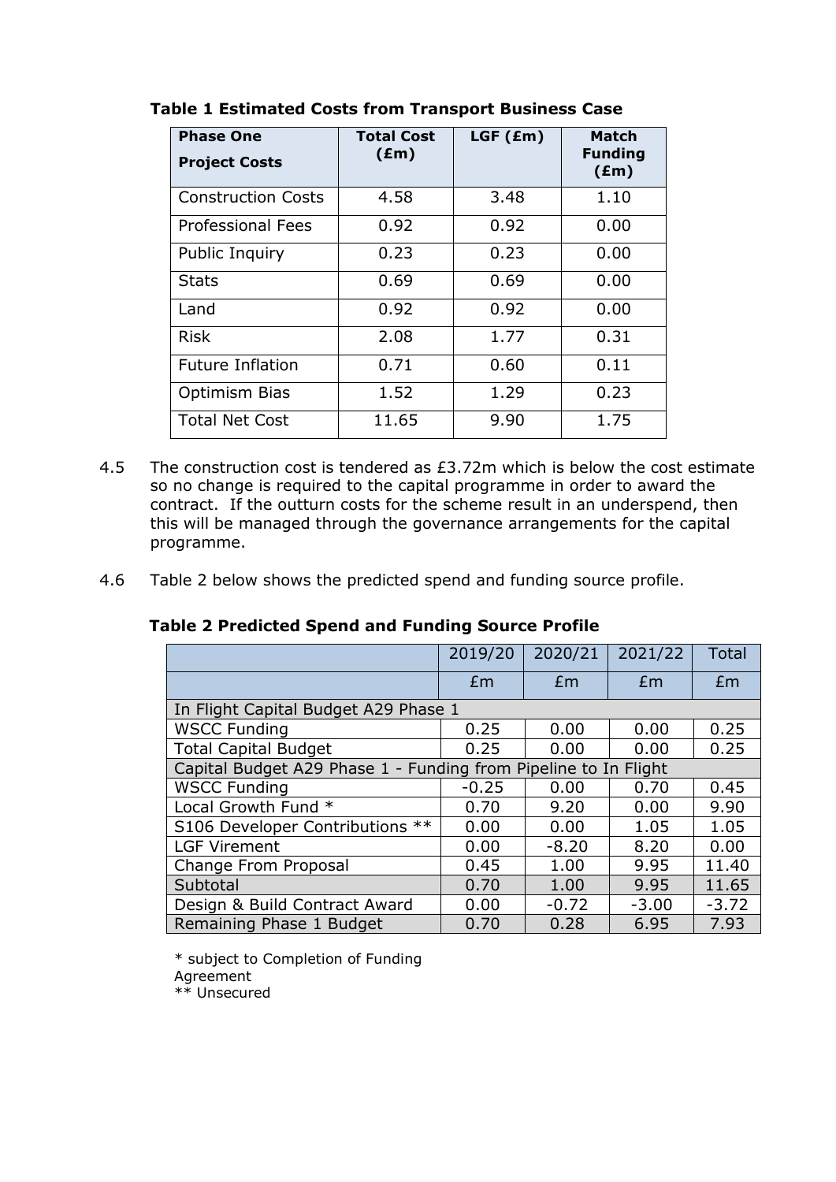**Table 1 Estimated Costs from Transport Business Case**

| Phase One Project Costs | Total Cost (£m) | LGF (£m) | Match Funding (£m) |
|---|---|---|---|
| Construction Costs | 4.58 | 3.48 | 1.10 |
| Professional Fees | 0.92 | 0.92 | 0.00 |
| Public Inquiry | 0.23 | 0.23 | 0.00 |
| Stats | 0.69 | 0.69 | 0.00 |
| Land | 0.92 | 0.92 | 0.00 |
| Risk | 2.08 | 1.77 | 0.31 |
| Future Inflation | 0.71 | 0.60 | 0.11 |
| Optimism Bias | 1.52 | 1.29 | 0.23 |
| Total Net Cost | 11.65 | 9.90 | 1.75 |

4.5 The construction cost is tendered as £3.72m which is below the cost estimate so no change is required to the capital programme in order to award the contract. If the outturn costs for the scheme result in an underspend, then this will be managed through the governance arrangements for the capital programme.

4.6 Table 2 below shows the predicted spend and funding source profile.

**Table 2 Predicted Spend and Funding Source Profile**

| | 2019/20 | 2020/21 | 2021/22 | Total |
|---|---|---|---|---|
| | £m | £m | £m | £m |
| In Flight Capital Budget A29 Phase 1 | | | | |
| WSCC Funding | 0.25 | 0.00 | 0.00 | 0.25 |
| Total Capital Budget | 0.25 | 0.00 | 0.00 | 0.25 |
| Capital Budget A29 Phase 1 - Funding from Pipeline to In Flight | | | | |
| WSCC Funding | -0.25 | 0.00 | 0.70 | 0.45 |
| Local Growth Fund * | 0.70 | 9.20 | 0.00 | 9.90 |
| S106 Developer Contributions ** | 0.00 | 0.00 | 1.05 | 1.05 |
| LGF Virement | 0.00 | -8.20 | 8.20 | 0.00 |
| Change From Proposal | 0.45 | 1.00 | 9.95 | 11.40 |
| Subtotal | 0.70 | 1.00 | 9.95 | 11.65 |
| Design & Build Contract Award | 0.00 | -0.72 | -3.00 | -3.72 |
| Remaining Phase 1 Budget | 0.70 | 0.28 | 6.95 | 7.93 |

* subject to Completion of Funding Agreement
** Unsecured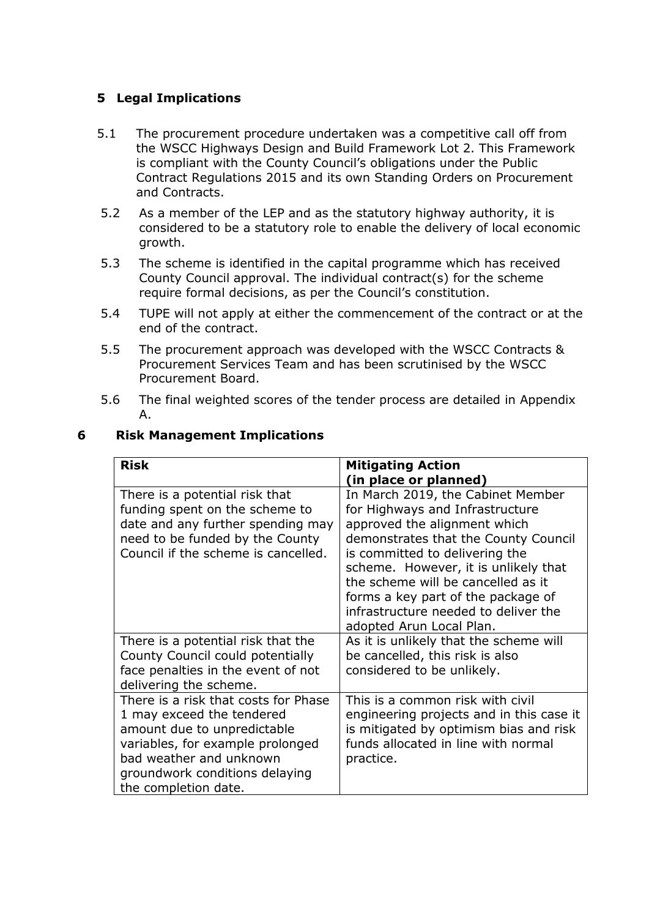## 5 Legal Implications

5.1 The procurement procedure undertaken was a competitive call off from the WSCC Highways Design and Build Framework Lot 2. This Framework is compliant with the County Council's obligations under the Public Contract Regulations 2015 and its own Standing Orders on Procurement and Contracts.

5.2 As a member of the LEP and as the statutory highway authority, it is considered to be a statutory role to enable the delivery of local economic growth.

5.3 The scheme is identified in the capital programme which has received County Council approval. The individual contract(s) for the scheme require formal decisions, as per the Council's constitution.

5.4 TUPE will not apply at either the commencement of the contract or at the end of the contract.

5.5 The procurement approach was developed with the WSCC Contracts & Procurement Services Team and has been scrutinised by the WSCC Procurement Board.

5.6 The final weighted scores of the tender process are detailed in Appendix A.

## 6 Risk Management Implications

| **Risk** | **Mitigating Action (in place or planned)** |
|---|---|
| There is a potential risk that funding spent on the scheme to date and any further spending may need to be funded by the County Council if the scheme is cancelled. | In March 2019, the Cabinet Member for Highways and Infrastructure approved the alignment which demonstrates that the County Council is committed to delivering the scheme. However, it is unlikely that the scheme will be cancelled as it forms a key part of the package of infrastructure needed to deliver the adopted Arun Local Plan. |
| There is a potential risk that the County Council could potentially face penalties in the event of not delivering the scheme. | As it is unlikely that the scheme will be cancelled, this risk is also considered to be unlikely. |
| There is a risk that costs for Phase 1 may exceed the tendered amount due to unpredictable variables, for example prolonged bad weather and unknown groundwork conditions delaying the completion date. | This is a common risk with civil engineering projects and in this case it is mitigated by optimism bias and risk funds allocated in line with normal practice. |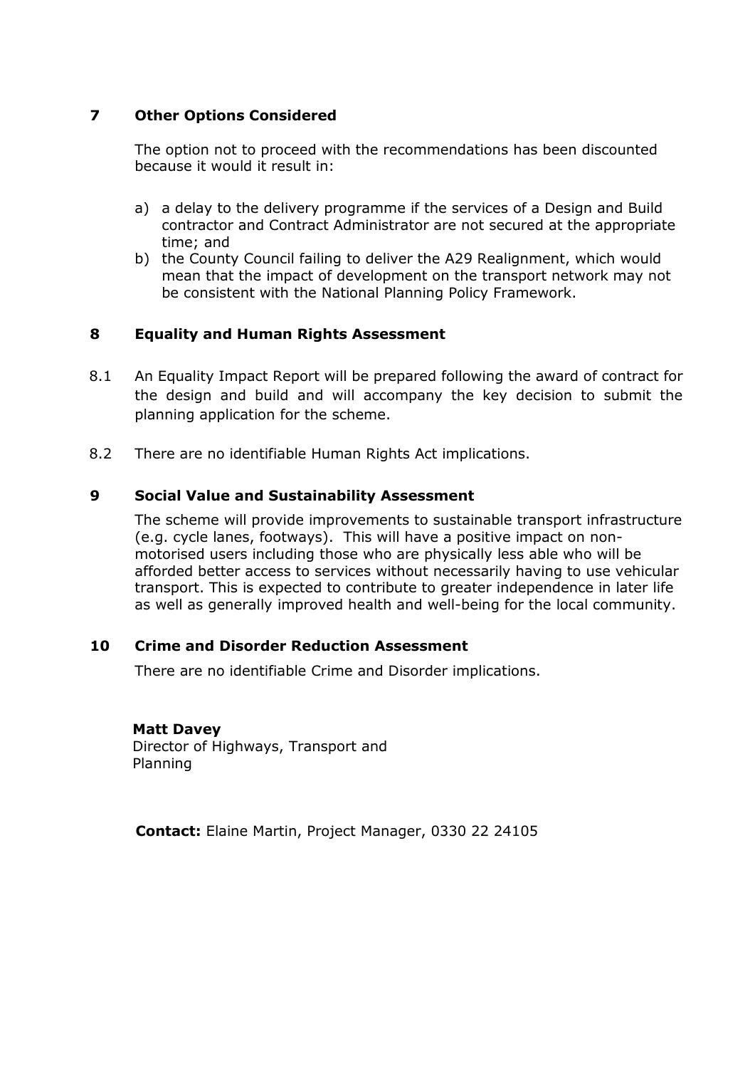## 7 Other Options Considered

The option not to proceed with the recommendations has been discounted because it would it result in:

a) a delay to the delivery programme if the services of a Design and Build contractor and Contract Administrator are not secured at the appropriate time; and
b) the County Council failing to deliver the A29 Realignment, which would mean that the impact of development on the transport network may not be consistent with the National Planning Policy Framework.

## 8 Equality and Human Rights Assessment

8.1 An Equality Impact Report will be prepared following the award of contract for the design and build and will accompany the key decision to submit the planning application for the scheme.

8.2 There are no identifiable Human Rights Act implications.

## 9 Social Value and Sustainability Assessment

The scheme will provide improvements to sustainable transport infrastructure (e.g. cycle lanes, footways). This will have a positive impact on non-motorised users including those who are physically less able who will be afforded better access to services without necessarily having to use vehicular transport. This is expected to contribute to greater independence in later life as well as generally improved health and well-being for the local community.

## 10 Crime and Disorder Reduction Assessment

There are no identifiable Crime and Disorder implications.

**Matt Davey**
Director of Highways, Transport and Planning

**Contact:** Elaine Martin, Project Manager, 0330 22 24105